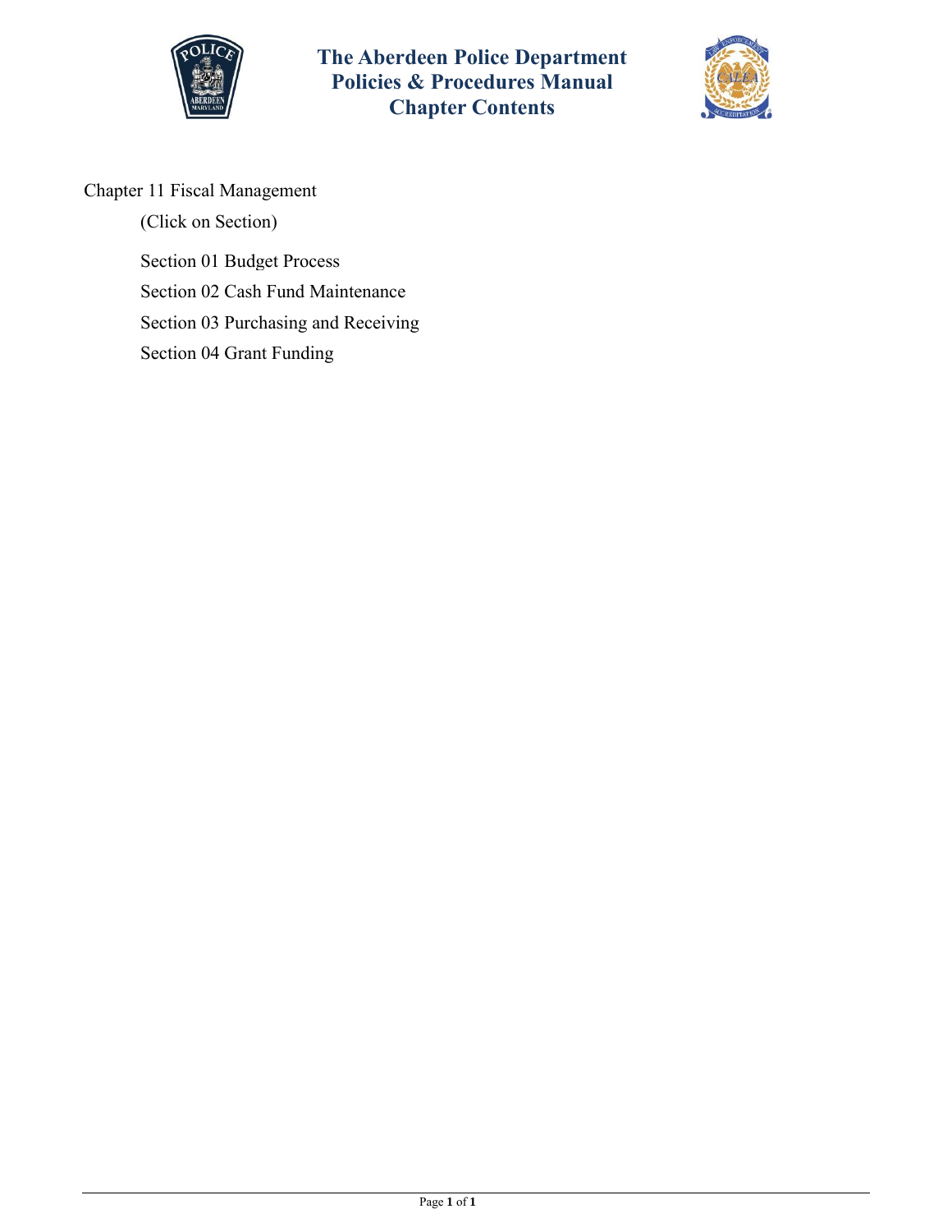# The Aberdeen Police Department
## Policies & Procedures Manual
## Chapter Contents

Chapter 11 Fiscal Management

(Click on Section)

Section 01 Budget Process

Section 02 Cash Fund Maintenance

Section 03 Purchasing and Receiving

Section 04 Grant Funding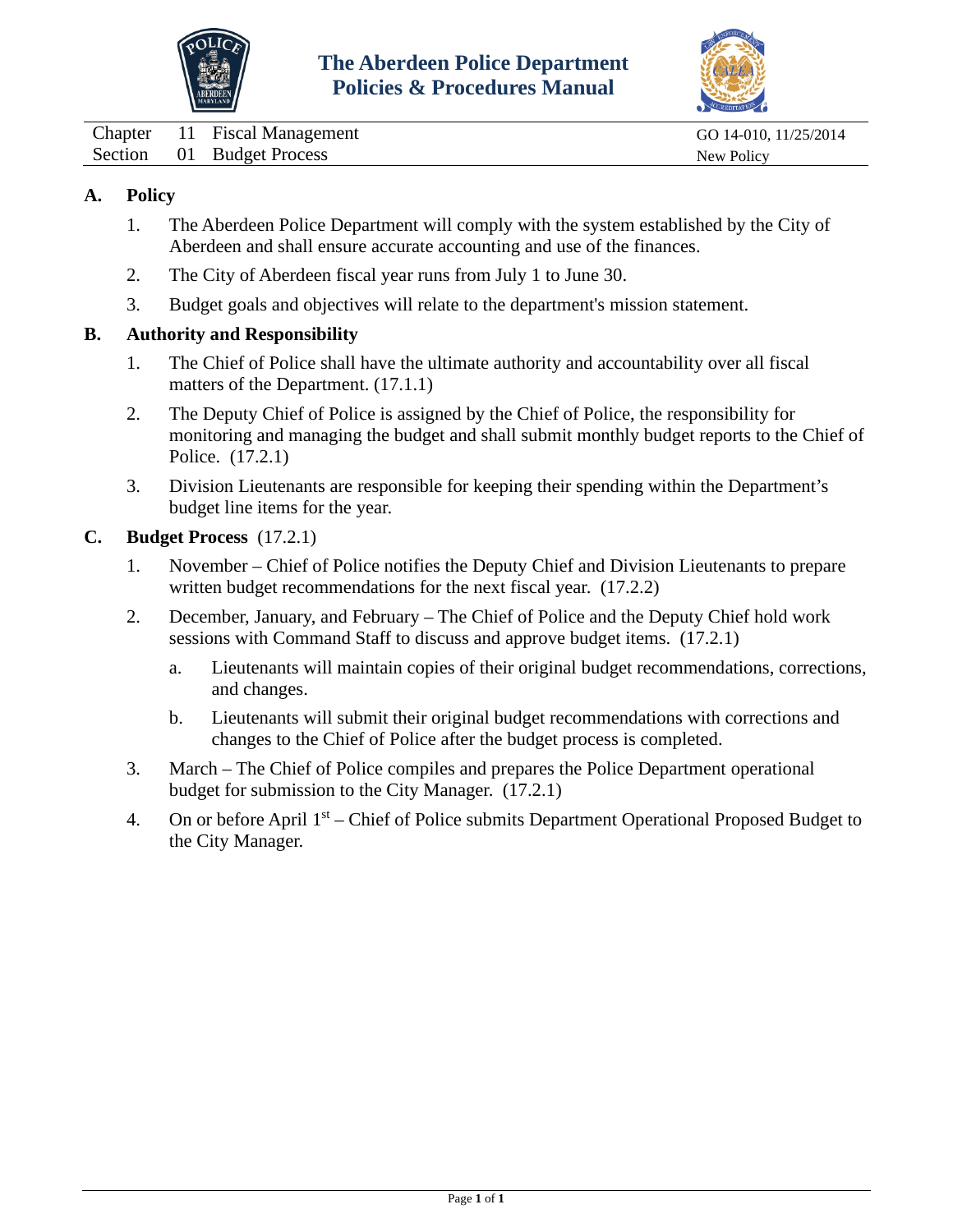# The Aberdeen Police Department
## Policies & Procedures Manual

| | | | |
|---|---|---|---|
| Chapter | 11 | Fiscal Management | GO 14-010, 11/25/2014 |
| Section | 01 | Budget Process | New Policy |

### A. Policy

1. The Aberdeen Police Department will comply with the system established by the City of Aberdeen and shall ensure accurate accounting and use of the finances.
2. The City of Aberdeen fiscal year runs from July 1 to June 30.
3. Budget goals and objectives will relate to the department's mission statement.

### B. Authority and Responsibility

1. The Chief of Police shall have the ultimate authority and accountability over all fiscal matters of the Department. (17.1.1)
2. The Deputy Chief of Police is assigned by the Chief of Police, the responsibility for monitoring and managing the budget and shall submit monthly budget reports to the Chief of Police. (17.2.1)
3. Division Lieutenants are responsible for keeping their spending within the Department's budget line items for the year.

### C. Budget Process (17.2.1)

1. November – Chief of Police notifies the Deputy Chief and Division Lieutenants to prepare written budget recommendations for the next fiscal year. (17.2.2)
2. December, January, and February – The Chief of Police and the Deputy Chief hold work sessions with Command Staff to discuss and approve budget items. (17.2.1)
   a. Lieutenants will maintain copies of their original budget recommendations, corrections, and changes.
   b. Lieutenants will submit their original budget recommendations with corrections and changes to the Chief of Police after the budget process is completed.
3. March – The Chief of Police compiles and prepares the Police Department operational budget for submission to the City Manager. (17.2.1)
4. On or before April 1st – Chief of Police submits Department Operational Proposed Budget to the City Manager.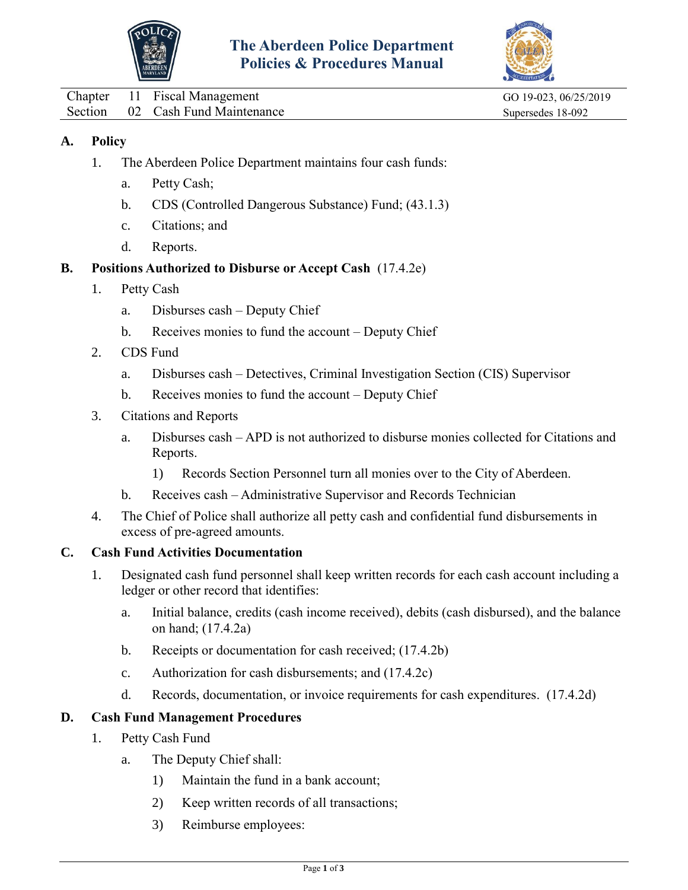# The Aberdeen Police Department Policies & Procedures Manual

| Chapter 11 Fiscal Management | GO 19-023, 06/25/2019 |
|---|---|
| Section 02 Cash Fund Maintenance | Supersedes 18-092 |

## A. Policy

1. The Aberdeen Police Department maintains four cash funds:
   a. Petty Cash;
   b. CDS (Controlled Dangerous Substance) Fund; (43.1.3)
   c. Citations; and
   d. Reports.

## B. Positions Authorized to Disburse or Accept Cash (17.4.2e)

1. Petty Cash
   a. Disburses cash – Deputy Chief
   b. Receives monies to fund the account – Deputy Chief
2. CDS Fund
   a. Disburses cash – Detectives, Criminal Investigation Section (CIS) Supervisor
   b. Receives monies to fund the account – Deputy Chief
3. Citations and Reports
   a. Disburses cash – APD is not authorized to disburse monies collected for Citations and Reports.
      1) Records Section Personnel turn all monies over to the City of Aberdeen.
   b. Receives cash – Administrative Supervisor and Records Technician
4. The Chief of Police shall authorize all petty cash and confidential fund disbursements in excess of pre-agreed amounts.

## C. Cash Fund Activities Documentation

1. Designated cash fund personnel shall keep written records for each cash account including a ledger or other record that identifies:
   a. Initial balance, credits (cash income received), debits (cash disbursed), and the balance on hand; (17.4.2a)
   b. Receipts or documentation for cash received; (17.4.2b)
   c. Authorization for cash disbursements; and (17.4.2c)
   d. Records, documentation, or invoice requirements for cash expenditures. (17.4.2d)

## D. Cash Fund Management Procedures

1. Petty Cash Fund
   a. The Deputy Chief shall:
      1) Maintain the fund in a bank account;
      2) Keep written records of all transactions;
      3) Reimburse employees: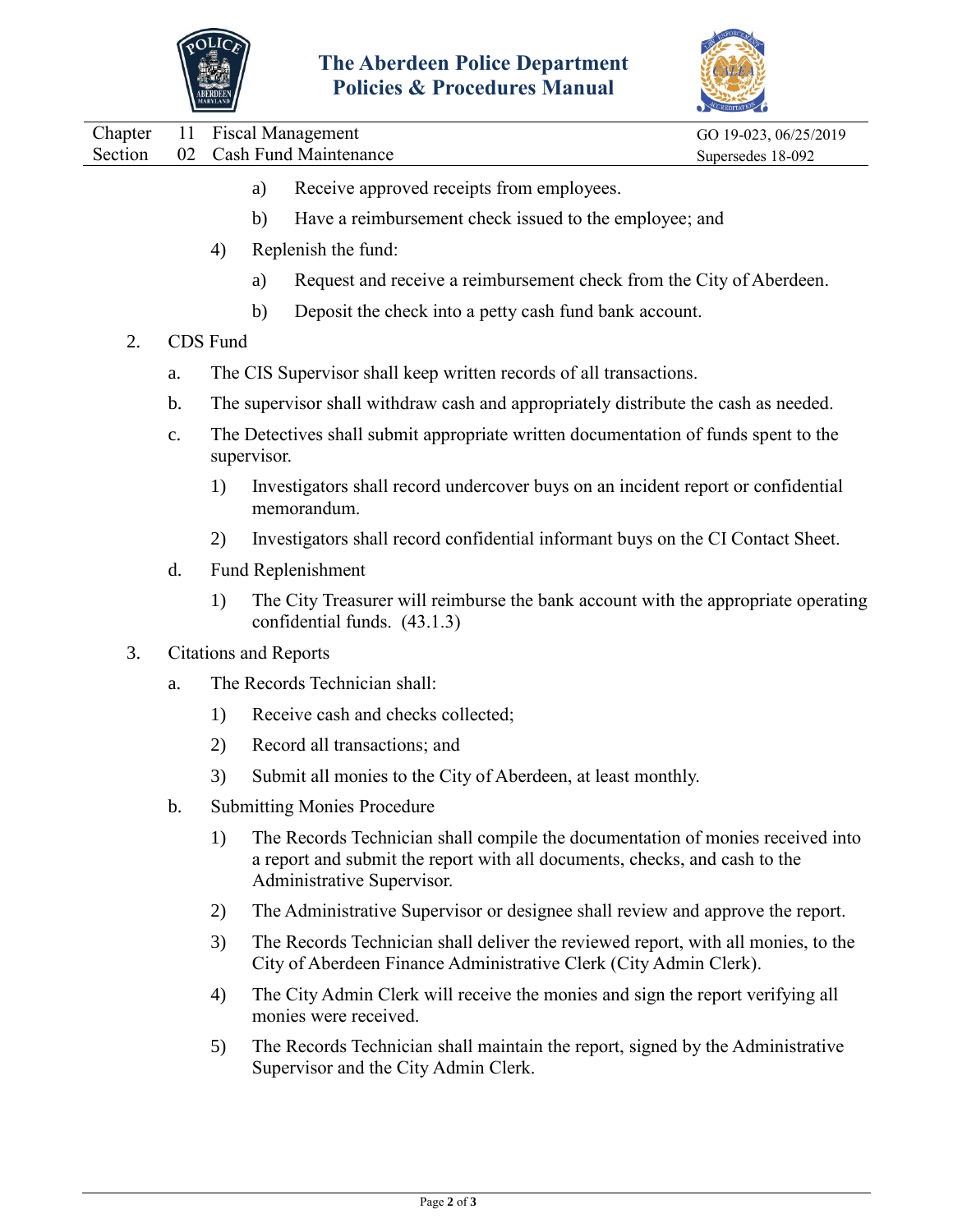a) Receive approved receipts from employees.

b) Have a reimbursement check issued to the employee; and

4) Replenish the fund:

a) Request and receive a reimbursement check from the City of Aberdeen.

b) Deposit the check into a petty cash fund bank account.

2. CDS Fund

a. The CIS Supervisor shall keep written records of all transactions.

b. The supervisor shall withdraw cash and appropriately distribute the cash as needed.

c. The Detectives shall submit appropriate written documentation of funds spent to the supervisor.

1) Investigators shall record undercover buys on an incident report or confidential memorandum.

2) Investigators shall record confidential informant buys on the CI Contact Sheet.

d. Fund Replenishment

1) The City Treasurer will reimburse the bank account with the appropriate operating confidential funds. (43.1.3)

3. Citations and Reports

a. The Records Technician shall:

1) Receive cash and checks collected;

2) Record all transactions; and

3) Submit all monies to the City of Aberdeen, at least monthly.

b. Submitting Monies Procedure

1) The Records Technician shall compile the documentation of monies received into a report and submit the report with all documents, checks, and cash to the Administrative Supervisor.

2) The Administrative Supervisor or designee shall review and approve the report.

3) The Records Technician shall deliver the reviewed report, with all monies, to the City of Aberdeen Finance Administrative Clerk (City Admin Clerk).

4) The City Admin Clerk will receive the monies and sign the report verifying all monies were received.

5) The Records Technician shall maintain the report, signed by the Administrative Supervisor and the City Admin Clerk.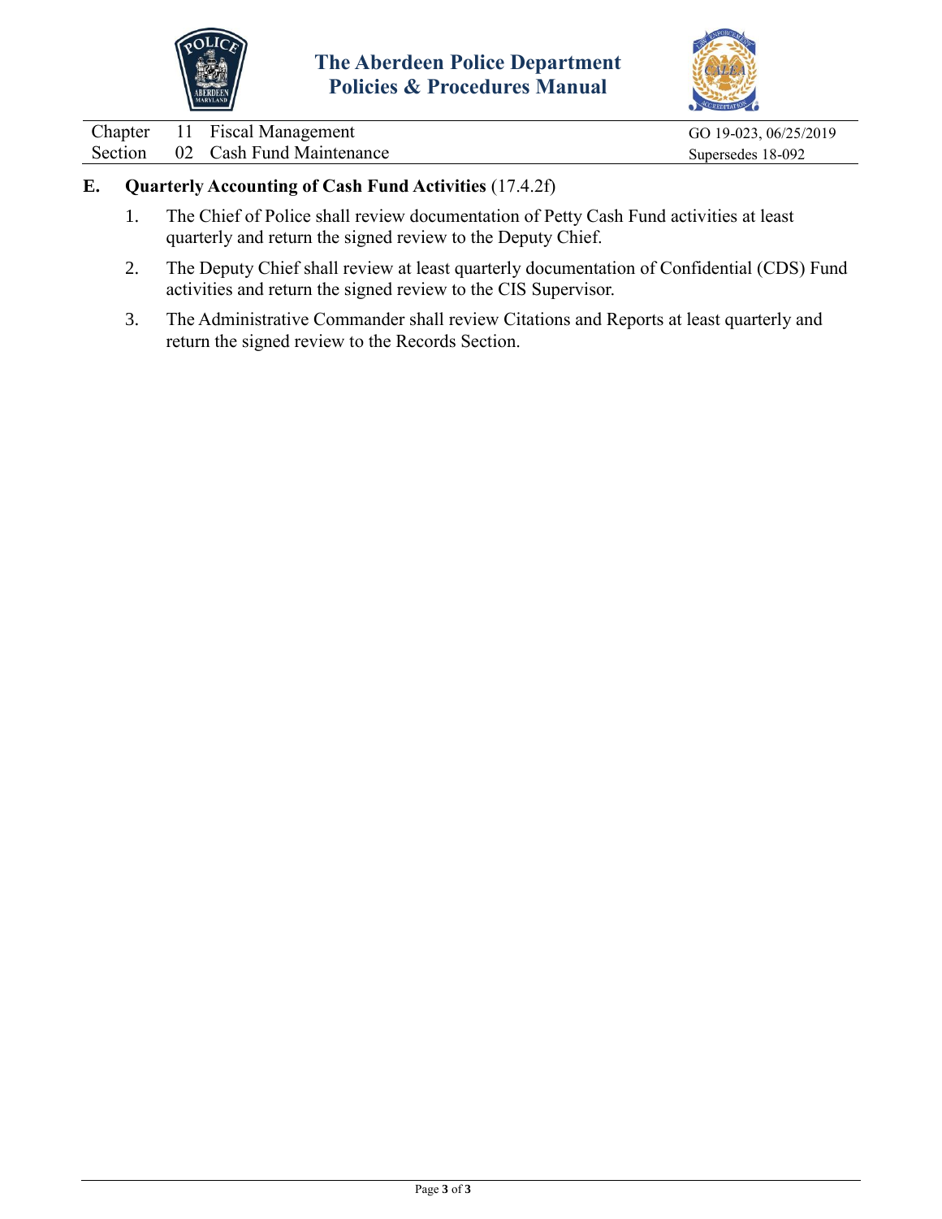## E. Quarterly Accounting of Cash Fund Activities (17.4.2f)

1. The Chief of Police shall review documentation of Petty Cash Fund activities at least quarterly and return the signed review to the Deputy Chief.

2. The Deputy Chief shall review at least quarterly documentation of Confidential (CDS) Fund activities and return the signed review to the CIS Supervisor.

3. The Administrative Commander shall review Citations and Reports at least quarterly and return the signed review to the Records Section.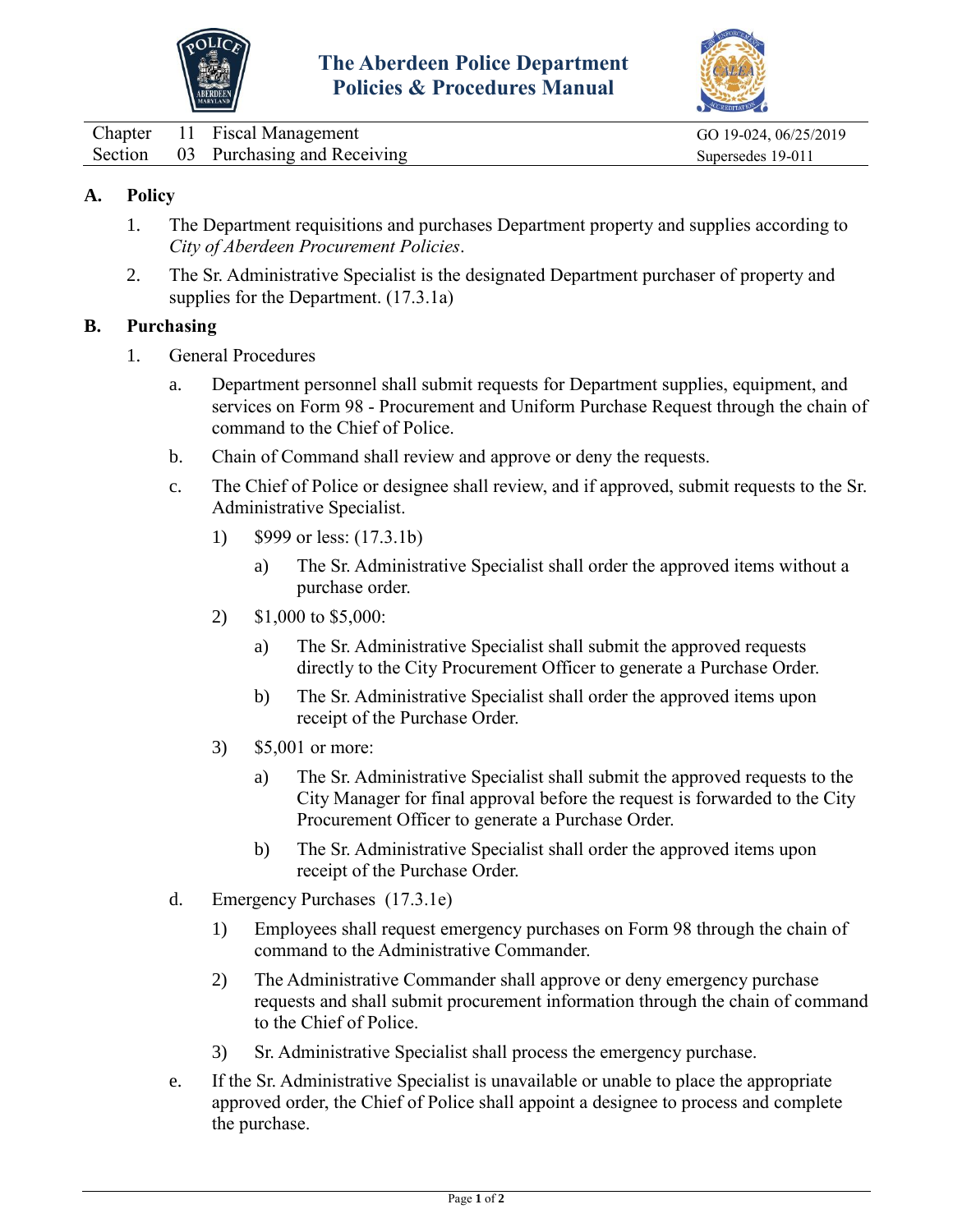# The Aberdeen Police Department Policies & Procedures Manual

| | | | |
|---|---|---|---|
| Chapter | 11 | Fiscal Management | GO 19-024, 06/25/2019 |
| Section | 03 | Purchasing and Receiving | Supersedes 19-011 |

## A. Policy

1. The Department requisitions and purchases Department property and supplies according to *City of Aberdeen Procurement Policies*.
2. The Sr. Administrative Specialist is the designated Department purchaser of property and supplies for the Department. (17.3.1a)

## B. Purchasing

1. General Procedures
   a. Department personnel shall submit requests for Department supplies, equipment, and services on Form 98 - Procurement and Uniform Purchase Request through the chain of command to the Chief of Police.
   b. Chain of Command shall review and approve or deny the requests.
   c. The Chief of Police or designee shall review, and if approved, submit requests to the Sr. Administrative Specialist.
      1) $999 or less: (17.3.1b)
         a) The Sr. Administrative Specialist shall order the approved items without a purchase order.
      2) $1,000 to $5,000:
         a) The Sr. Administrative Specialist shall submit the approved requests directly to the City Procurement Officer to generate a Purchase Order.
         b) The Sr. Administrative Specialist shall order the approved items upon receipt of the Purchase Order.
      3) $5,001 or more:
         a) The Sr. Administrative Specialist shall submit the approved requests to the City Manager for final approval before the request is forwarded to the City Procurement Officer to generate a Purchase Order.
         b) The Sr. Administrative Specialist shall order the approved items upon receipt of the Purchase Order.
   d. Emergency Purchases (17.3.1e)
      1) Employees shall request emergency purchases on Form 98 through the chain of command to the Administrative Commander.
      2) The Administrative Commander shall approve or deny emergency purchase requests and shall submit procurement information through the chain of command to the Chief of Police.
      3) Sr. Administrative Specialist shall process the emergency purchase.
   e. If the Sr. Administrative Specialist is unavailable or unable to place the appropriate approved order, the Chief of Police shall appoint a designee to process and complete the purchase.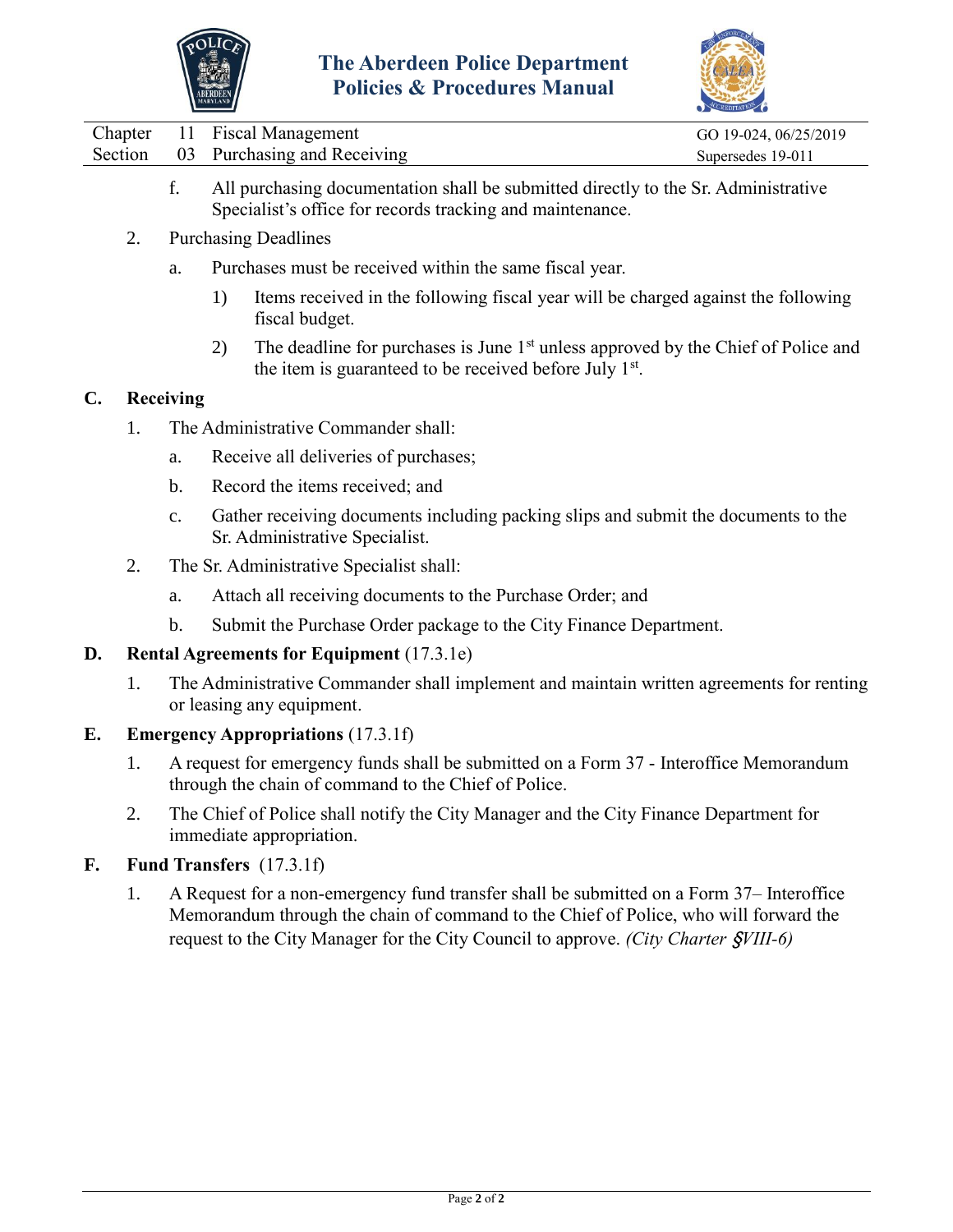f. All purchasing documentation shall be submitted directly to the Sr. Administrative Specialist's office for records tracking and maintenance.

2. Purchasing Deadlines

   a. Purchases must be received within the same fiscal year.

      1) Items received in the following fiscal year will be charged against the following fiscal budget.

      2) The deadline for purchases is June 1st unless approved by the Chief of Police and the item is guaranteed to be received before July 1st.

**C. Receiving**

1. The Administrative Commander shall:

   a. Receive all deliveries of purchases;

   b. Record the items received; and

   c. Gather receiving documents including packing slips and submit the documents to the Sr. Administrative Specialist.

2. The Sr. Administrative Specialist shall:

   a. Attach all receiving documents to the Purchase Order; and

   b. Submit the Purchase Order package to the City Finance Department.

**D. Rental Agreements for Equipment** (17.3.1e)

1. The Administrative Commander shall implement and maintain written agreements for renting or leasing any equipment.

**E. Emergency Appropriations** (17.3.1f)

1. A request for emergency funds shall be submitted on a Form 37 - Interoffice Memorandum through the chain of command to the Chief of Police.

2. The Chief of Police shall notify the City Manager and the City Finance Department for immediate appropriation.

**F. Fund Transfers** (17.3.1f)

1. A Request for a non-emergency fund transfer shall be submitted on a Form 37– Interoffice Memorandum through the chain of command to the Chief of Police, who will forward the request to the City Manager for the City Council to approve. *(City Charter §VIII-6)*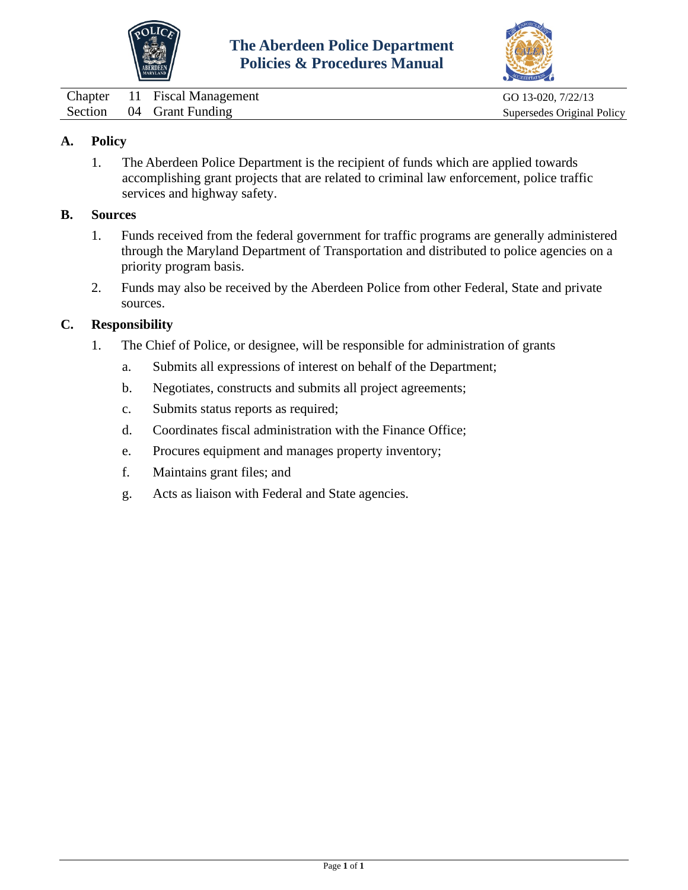# The Aberdeen Police Department
# Policies & Procedures Manual

| | | | |
|---|---|---|---|
| Chapter | 11 | Fiscal Management | GO 13-020, 7/22/13 |
| Section | 04 | Grant Funding | Supersedes Original Policy |

## A. Policy

1. The Aberdeen Police Department is the recipient of funds which are applied towards accomplishing grant projects that are related to criminal law enforcement, police traffic services and highway safety.

## B. Sources

1. Funds received from the federal government for traffic programs are generally administered through the Maryland Department of Transportation and distributed to police agencies on a priority program basis.
2. Funds may also be received by the Aberdeen Police from other Federal, State and private sources.

## C. Responsibility

1. The Chief of Police, or designee, will be responsible for administration of grants
   - a. Submits all expressions of interest on behalf of the Department;
   - b. Negotiates, constructs and submits all project agreements;
   - c. Submits status reports as required;
   - d. Coordinates fiscal administration with the Finance Office;
   - e. Procures equipment and manages property inventory;
   - f. Maintains grant files; and
   - g. Acts as liaison with Federal and State agencies.